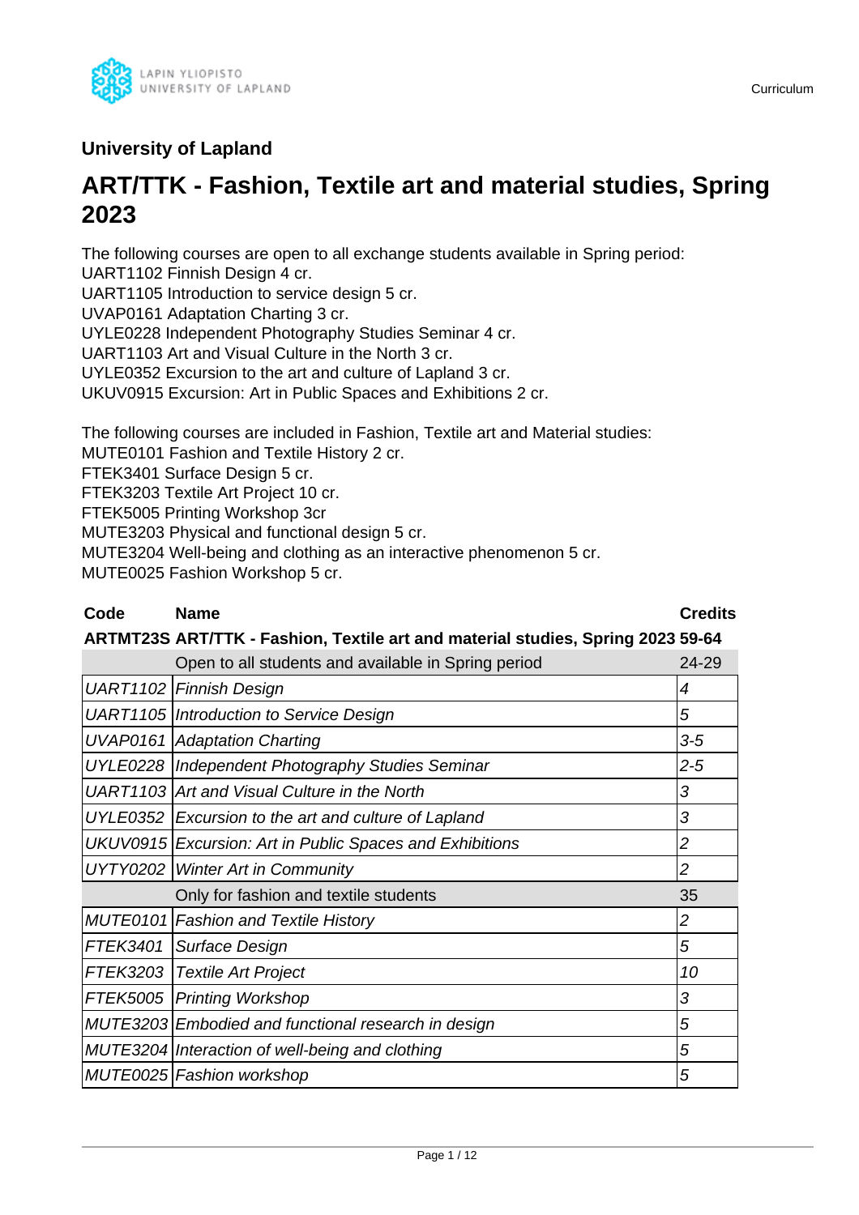## University of Lapland

# ART/TTK - Fashion, Textile art and material studies, Spring 2023

The following courses are open to all exchange students available in Spring period:
UART1102 Finnish Design 4 cr.
UART1105 Introduction to service design 5 cr.
UVAP0161 Adaptation Charting 3 cr.
UYLE0228 Independent Photography Studies Seminar 4 cr.
UART1103 Art and Visual Culture in the North 3 cr.
UYLE0352 Excursion to the art and culture of Lapland 3 cr.
UKUV0915 Excursion: Art in Public Spaces and Exhibitions 2 cr.

The following courses are included in Fashion, Textile art and Material studies:
MUTE0101 Fashion and Textile History 2 cr.
FTEK3401 Surface Design 5 cr.
FTEK3203 Textile Art Project 10 cr.
FTEK5005 Printing Workshop 3cr
MUTE3203 Physical and functional design 5 cr.
MUTE3204 Well-being and clothing as an interactive phenomenon 5 cr.
MUTE0025 Fashion Workshop 5 cr.

| Code | Name | Credits |
|---|---|---|
| **ARTMT23S** | **ART/TTK - Fashion, Textile art and material studies, Spring 2023** | **59-64** |
| | Open to all students and available in Spring period | 24-29 |
| *UART1102* | *Finnish Design* | *4* |
| *UART1105* | *Introduction to Service Design* | *5* |
| *UVAP0161* | *Adaptation Charting* | *3-5* |
| *UYLE0228* | *Independent Photography Studies Seminar* | *2-5* |
| *UART1103* | *Art and Visual Culture in the North* | *3* |
| *UYLE0352* | *Excursion to the art and culture of Lapland* | *3* |
| *UKUV0915* | *Excursion: Art in Public Spaces and Exhibitions* | *2* |
| *UYTY0202* | *Winter Art in Community* | *2* |
| | Only for fashion and textile students | 35 |
| *MUTE0101* | *Fashion and Textile History* | *2* |
| *FTEK3401* | *Surface Design* | *5* |
| *FTEK3203* | *Textile Art Project* | *10* |
| *FTEK5005* | *Printing Workshop* | *3* |
| *MUTE3203* | *Embodied and functional research in design* | *5* |
| *MUTE3204* | *Interaction of well-being and clothing* | *5* |
| *MUTE0025* | *Fashion workshop* | *5* |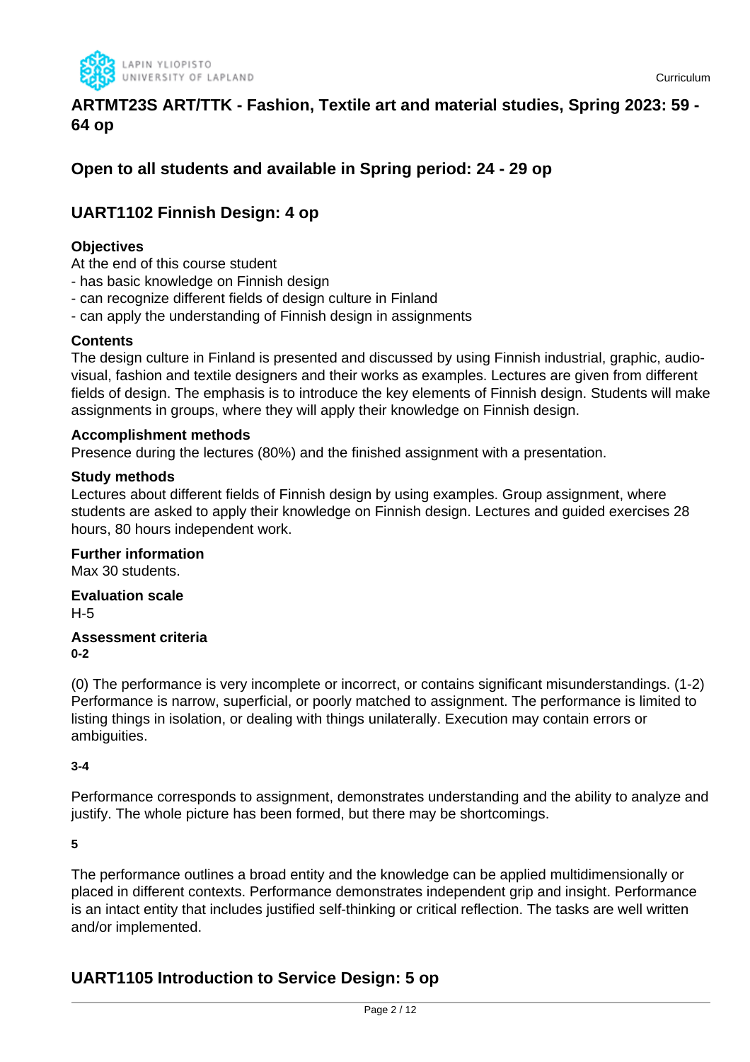## ARTMT23S ART/TTK - Fashion, Textile art and material studies, Spring 2023: 59 - 64 op

## Open to all students and available in Spring period: 24 - 29 op

## UART1102 Finnish Design: 4 op

**Objectives**

At the end of this course student
- has basic knowledge on Finnish design
- can recognize different fields of design culture in Finland
- can apply the understanding of Finnish design in assignments

**Contents**

The design culture in Finland is presented and discussed by using Finnish industrial, graphic, audio-visual, fashion and textile designers and their works as examples. Lectures are given from different fields of design. The emphasis is to introduce the key elements of Finnish design. Students will make assignments in groups, where they will apply their knowledge on Finnish design.

**Accomplishment methods**

Presence during the lectures (80%) and the finished assignment with a presentation.

**Study methods**

Lectures about different fields of Finnish design by using examples. Group assignment, where students are asked to apply their knowledge on Finnish design. Lectures and guided exercises 28 hours, 80 hours independent work.

**Further information**

Max 30 students.

**Evaluation scale**

H-5

**Assessment criteria**

**0-2**

(0) The performance is very incomplete or incorrect, or contains significant misunderstandings. (1-2) Performance is narrow, superficial, or poorly matched to assignment. The performance is limited to listing things in isolation, or dealing with things unilaterally. Execution may contain errors or ambiguities.

**3-4**

Performance corresponds to assignment, demonstrates understanding and the ability to analyze and justify. The whole picture has been formed, but there may be shortcomings.

**5**

The performance outlines a broad entity and the knowledge can be applied multidimensionally or placed in different contexts. Performance demonstrates independent grip and insight. Performance is an intact entity that includes justified self-thinking or critical reflection. The tasks are well written and/or implemented.

## UART1105 Introduction to Service Design: 5 op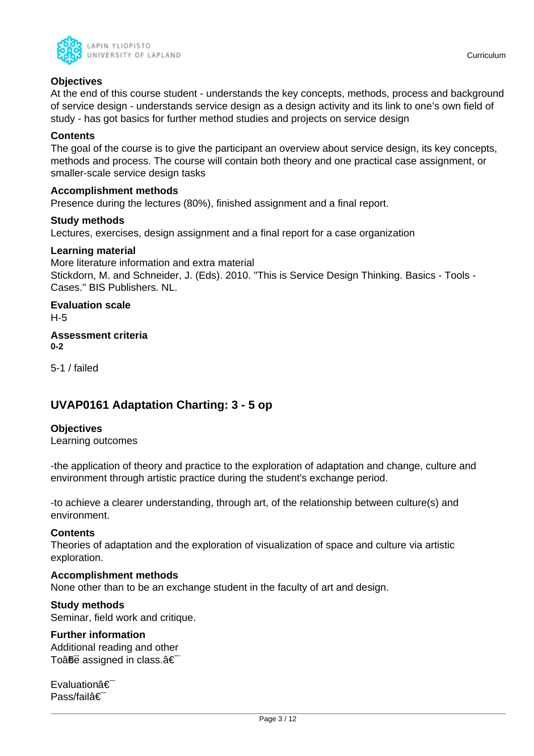**Objectives**
At the end of this course student - understands the key concepts, methods, process and background of service design - understands service design as a design activity and its link to one's own field of study - has got basics for further method studies and projects on service design

**Contents**
The goal of the course is to give the participant an overview about service design, its key concepts, methods and process. The course will contain both theory and one practical case assignment, or smaller-scale service design tasks

**Accomplishment methods**
Presence during the lectures (80%), finished assignment and a final report.

**Study methods**
Lectures, exercises, design assignment and a final report for a case organization

**Learning material**
More literature information and extra material
Stickdorn, M. and Schneider, J. (Eds). 2010. "This is Service Design Thinking. Basics - Tools - Cases." BIS Publishers. NL.

**Evaluation scale**
H-5

**Assessment criteria**
**0-2**

5-1 / failed

## UVAP0161 Adaptation Charting: 3 - 5 op

**Objectives**
Learning outcomes

-the application of theory and practice to the exploration of adaptation and change, culture and environment through artistic practice during the student's exchange period.

-to achieve a clearer understanding, through art, of the relationship between culture(s) and environment.

**Contents**
Theories of adaptation and the exploration of visualization of space and culture via artistic exploration.

**Accomplishment methods**
None other than to be an exchange student in the faculty of art and design.

**Study methods**
Seminar, field work and critique.

**Further information**
Additional reading and other
Toâ€¯be assigned in class.â€¯

Evaluationâ€¯
Pass/failâ€¯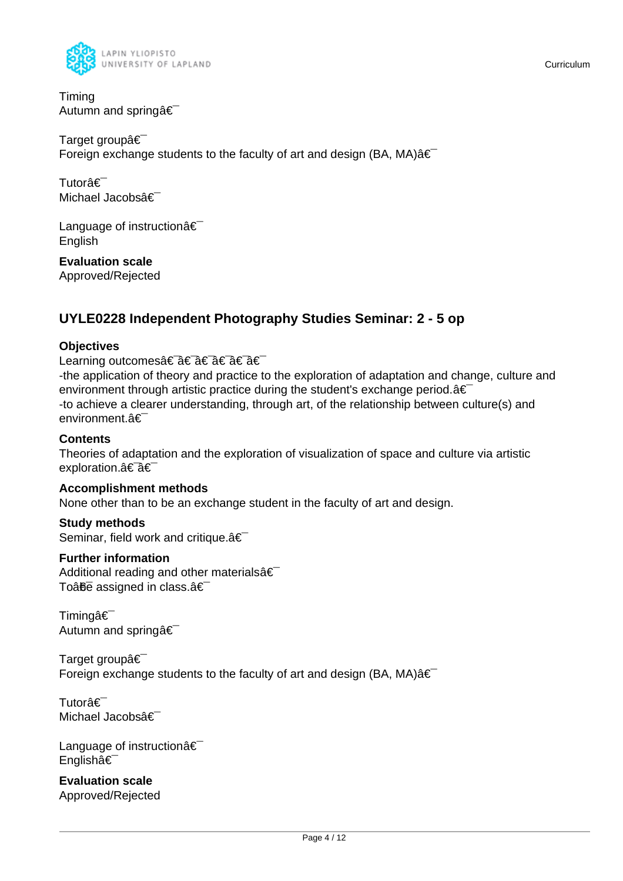Timing
Autumn and springâ€¯

Target groupâ€¯
Foreign exchange students to the faculty of art and design (BA, MA)â€¯

Tutorâ€¯
Michael Jacobsâ€¯

Language of instructionâ€¯
English

**Evaluation scale**
Approved/Rejected

## UYLE0228 Independent Photography Studies Seminar: 2 - 5 op

**Objectives**
Learning outcomesâ€¯â€¯â€¯â€¯â€¯â€¯
-the application of theory and practice to the exploration of adaptation and change, culture and environment through artistic practice during the student's exchange period.â€¯
-to achieve a clearer understanding, through art, of the relationship between culture(s) and environment.â€¯

**Contents**
Theories of adaptation and the exploration of visualization of space and culture via artistic exploration.â€¯â€¯

**Accomplishment methods**
None other than to be an exchange student in the faculty of art and design.

**Study methods**
Seminar, field work and critique.â€¯

**Further information**
Additional reading and other materialsâ€¯
Toâ€¯be assigned in class.â€¯

Timingâ€¯
Autumn and springâ€¯

Target groupâ€¯
Foreign exchange students to the faculty of art and design (BA, MA)â€¯

Tutorâ€¯
Michael Jacobsâ€¯

Language of instructionâ€¯
Englishâ€¯

**Evaluation scale**
Approved/Rejected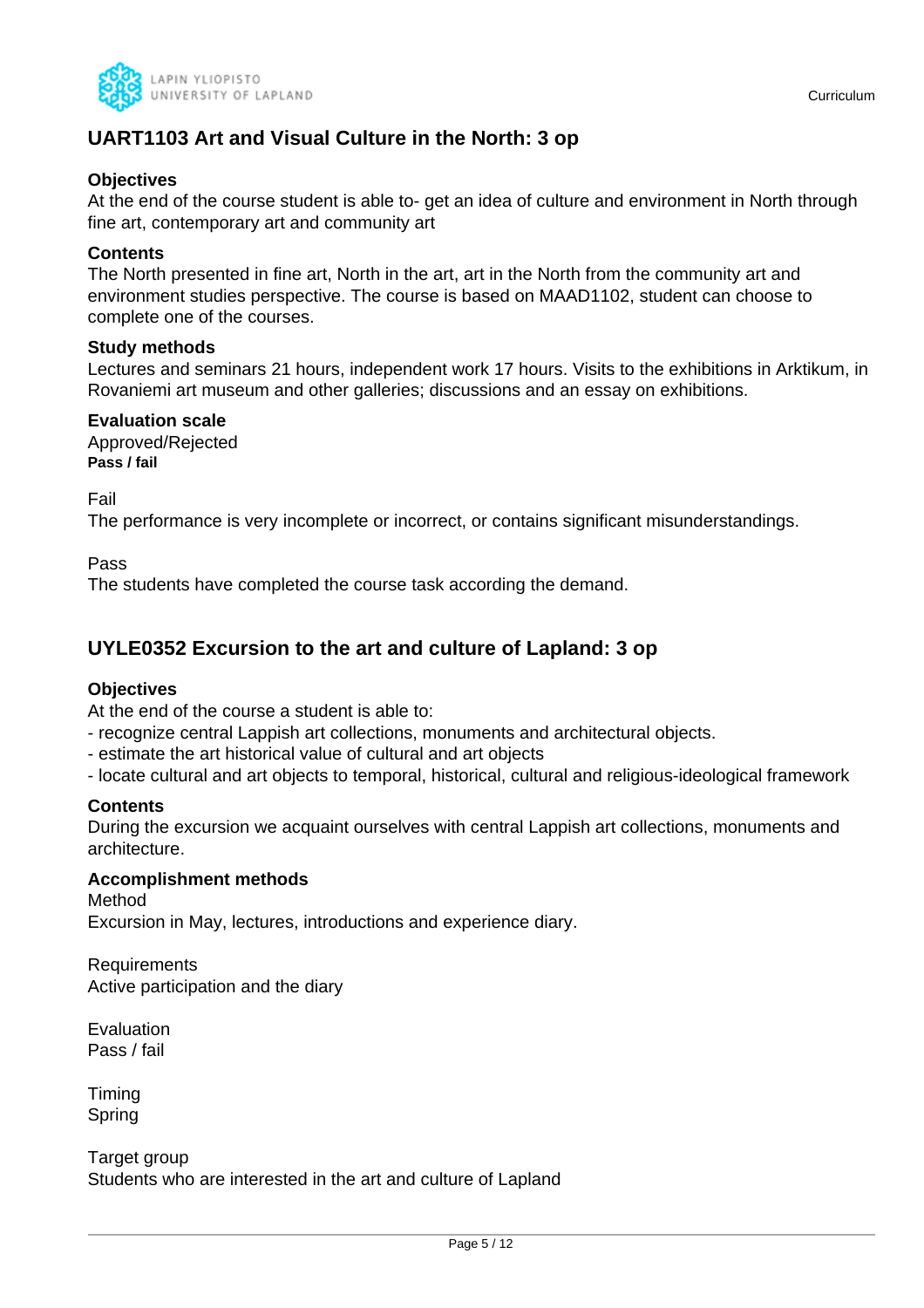## UART1103 Art and Visual Culture in the North: 3 op

### Objectives

At the end of the course student is able to- get an idea of culture and environment in North through fine art, contemporary art and community art

### Contents

The North presented in fine art, North in the art, art in the North from the community art and environment studies perspective. The course is based on MAAD1102, student can choose to complete one of the courses.

### Study methods

Lectures and seminars 21 hours, independent work 17 hours. Visits to the exhibitions in Arktikum, in Rovaniemi art museum and other galleries; discussions and an essay on exhibitions.

### Evaluation scale

Approved/Rejected

**Pass / fail**

Fail

The performance is very incomplete or incorrect, or contains significant misunderstandings.

Pass

The students have completed the course task according the demand.

## UYLE0352 Excursion to the art and culture of Lapland: 3 op

### Objectives

At the end of the course a student is able to:

- recognize central Lappish art collections, monuments and architectural objects.
- estimate the art historical value of cultural and art objects
- locate cultural and art objects to temporal, historical, cultural and religious-ideological framework

### Contents

During the excursion we acquaint ourselves with central Lappish art collections, monuments and architecture.

### Accomplishment methods

Method

Excursion in May, lectures, introductions and experience diary.

Requirements

Active participation and the diary

Evaluation

Pass / fail

Timing

Spring

Target group

Students who are interested in the art and culture of Lapland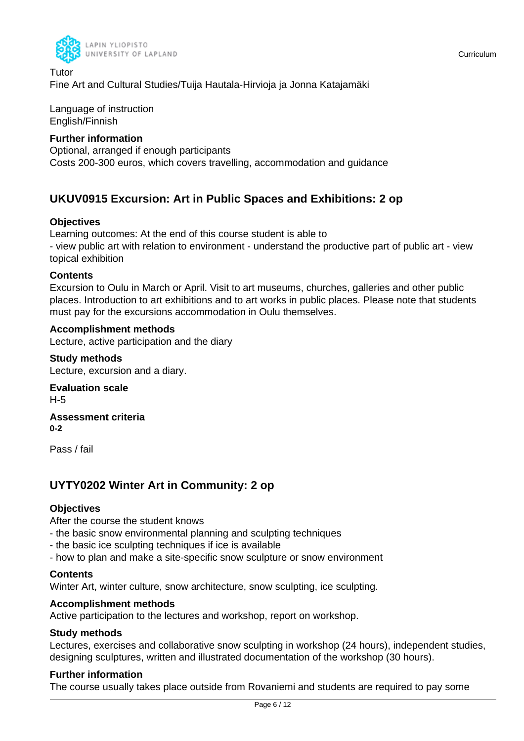Tutor
Fine Art and Cultural Studies/Tuija Hautala-Hirvioja ja Jonna Katajamäki

Language of instruction
English/Finnish

**Further information**
Optional, arranged if enough participants
Costs 200-300 euros, which covers travelling, accommodation and guidance

## UKUV0915 Excursion: Art in Public Spaces and Exhibitions: 2 op

**Objectives**
Learning outcomes: At the end of this course student is able to
- view public art with relation to environment - understand the productive part of public art - view topical exhibition

**Contents**
Excursion to Oulu in March or April. Visit to art museums, churches, galleries and other public places. Introduction to art exhibitions and to art works in public places. Please note that students must pay for the excursions accommodation in Oulu themselves.

**Accomplishment methods**
Lecture, active participation and the diary

**Study methods**
Lecture, excursion and a diary.

**Evaluation scale**
H-5

**Assessment criteria**
**0-2**

Pass / fail

## UYTY0202 Winter Art in Community: 2 op

**Objectives**
After the course the student knows
- the basic snow environmental planning and sculpting techniques
- the basic ice sculpting techniques if ice is available
- how to plan and make a site-specific snow sculpture or snow environment

**Contents**
Winter Art, winter culture, snow architecture, snow sculpting, ice sculpting.

**Accomplishment methods**
Active participation to the lectures and workshop, report on workshop.

**Study methods**
Lectures, exercises and collaborative snow sculpting in workshop (24 hours), independent studies, designing sculptures, written and illustrated documentation of the workshop (30 hours).

**Further information**
The course usually takes place outside from Rovaniemi and students are required to pay some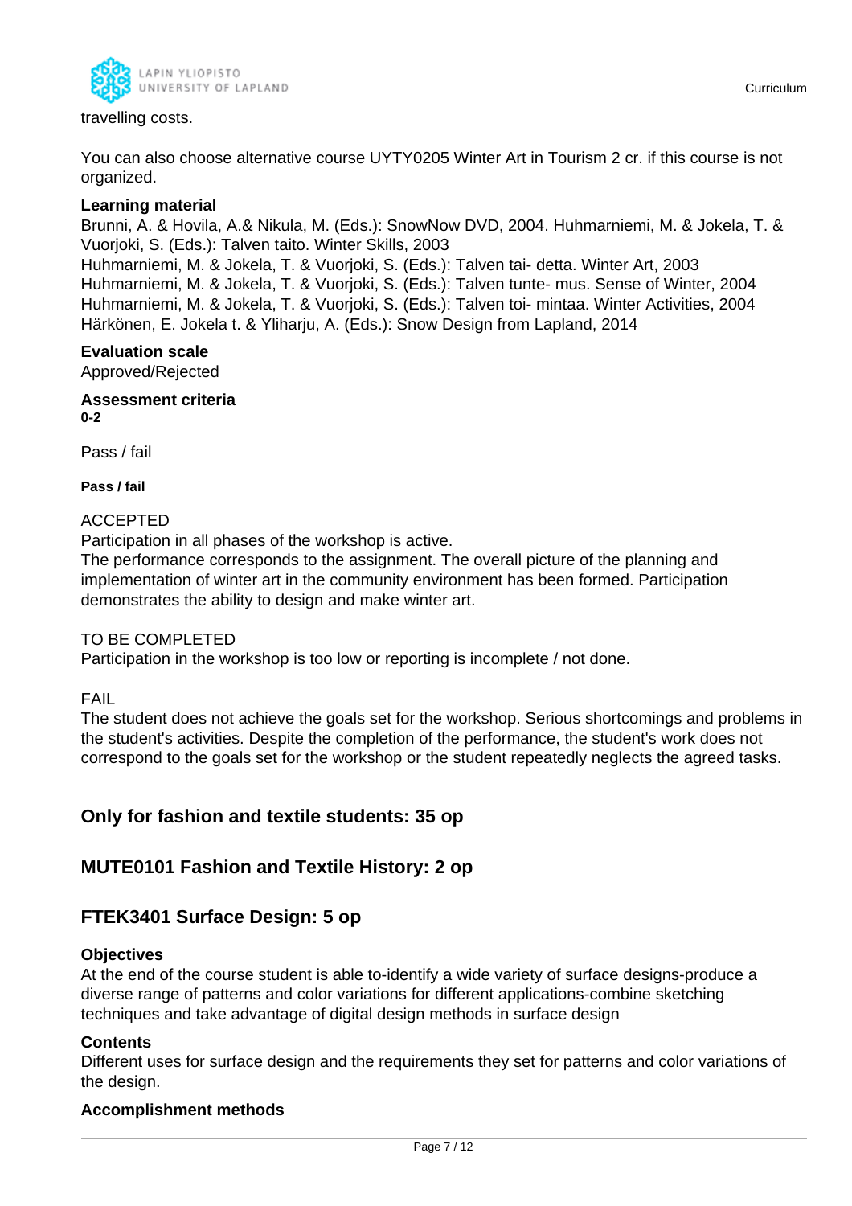travelling costs.

You can also choose alternative course UYTY0205 Winter Art in Tourism 2 cr. if this course is not organized.

**Learning material**

Brunni, A. & Hovila, A.& Nikula, M. (Eds.): SnowNow DVD, 2004. Huhmarniemi, M. & Jokela, T. & Vuorjoki, S. (Eds.): Talven taito. Winter Skills, 2003
Huhmarniemi, M. & Jokela, T. & Vuorjoki, S. (Eds.): Talven tai- detta. Winter Art, 2003
Huhmarniemi, M. & Jokela, T. & Vuorjoki, S. (Eds.): Talven tunte- mus. Sense of Winter, 2004
Huhmarniemi, M. & Jokela, T. & Vuorjoki, S. (Eds.): Talven toi- mintaa. Winter Activities, 2004
Härkönen, E. Jokela t. & Yliharju, A. (Eds.): Snow Design from Lapland, 2014

**Evaluation scale**

Approved/Rejected

**Assessment criteria**

**0-2**

Pass / fail

**Pass / fail**

ACCEPTED
Participation in all phases of the workshop is active.
The performance corresponds to the assignment. The overall picture of the planning and implementation of winter art in the community environment has been formed. Participation demonstrates the ability to design and make winter art.

TO BE COMPLETED
Participation in the workshop is too low or reporting is incomplete / not done.

FAIL
The student does not achieve the goals set for the workshop. Serious shortcomings and problems in the student's activities. Despite the completion of the performance, the student's work does not correspond to the goals set for the workshop or the student repeatedly neglects the agreed tasks.

## Only for fashion and textile students: 35 op

## MUTE0101 Fashion and Textile History: 2 op

## FTEK3401 Surface Design: 5 op

**Objectives**

At the end of the course student is able to-identify a wide variety of surface designs-produce a diverse range of patterns and color variations for different applications-combine sketching techniques and take advantage of digital design methods in surface design

**Contents**

Different uses for surface design and the requirements they set for patterns and color variations of the design.

**Accomplishment methods**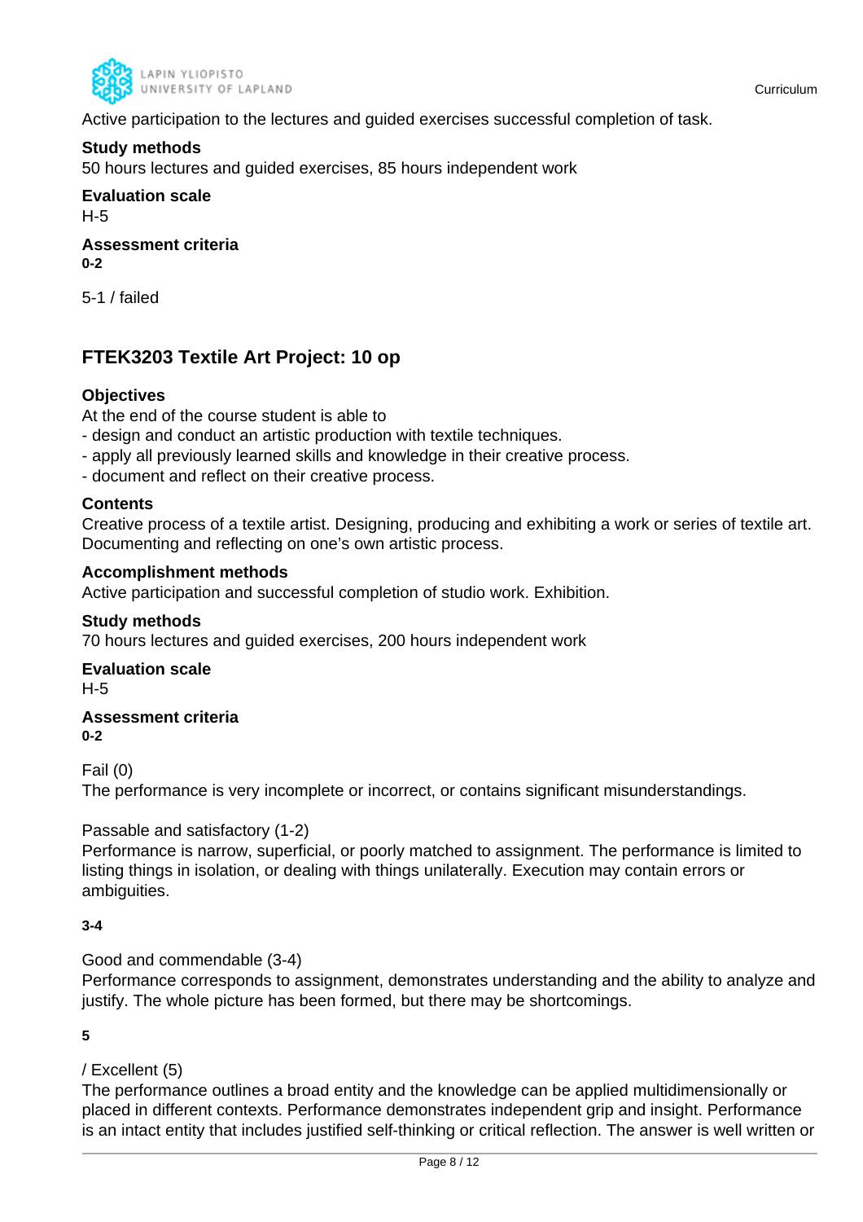Active participation to the lectures and guided exercises successful completion of task.

**Study methods**
50 hours lectures and guided exercises, 85 hours independent work

**Evaluation scale**
H-5

**Assessment criteria**
**0-2**

5-1 / failed

## FTEK3203 Textile Art Project: 10 op

**Objectives**
At the end of the course student is able to
- design and conduct an artistic production with textile techniques.
- apply all previously learned skills and knowledge in their creative process.
- document and reflect on their creative process.

**Contents**
Creative process of a textile artist. Designing, producing and exhibiting a work or series of textile art. Documenting and reflecting on one's own artistic process.

**Accomplishment methods**
Active participation and successful completion of studio work. Exhibition.

**Study methods**
70 hours lectures and guided exercises, 200 hours independent work

**Evaluation scale**
H-5

**Assessment criteria**
**0-2**

Fail (0)
The performance is very incomplete or incorrect, or contains significant misunderstandings.

Passable and satisfactory (1-2)
Performance is narrow, superficial, or poorly matched to assignment. The performance is limited to listing things in isolation, or dealing with things unilaterally. Execution may contain errors or ambiguities.

**3-4**

Good and commendable (3-4)
Performance corresponds to assignment, demonstrates understanding and the ability to analyze and justify. The whole picture has been formed, but there may be shortcomings.

**5**

/ Excellent (5)
The performance outlines a broad entity and the knowledge can be applied multidimensionally or placed in different contexts. Performance demonstrates independent grip and insight. Performance is an intact entity that includes justified self-thinking or critical reflection. The answer is well written or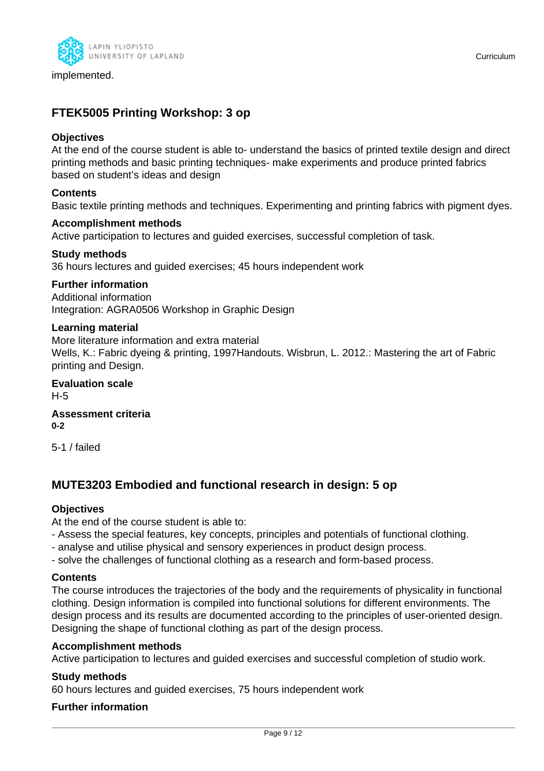implemented.

## FTEK5005 Printing Workshop: 3 op

**Objectives**

At the end of the course student is able to- understand the basics of printed textile design and direct printing methods and basic printing techniques- make experiments and produce printed fabrics based on student's ideas and design

**Contents**

Basic textile printing methods and techniques. Experimenting and printing fabrics with pigment dyes.

**Accomplishment methods**

Active participation to lectures and guided exercises, successful completion of task.

**Study methods**

36 hours lectures and guided exercises; 45 hours independent work

**Further information**

Additional information
Integration: AGRA0506 Workshop in Graphic Design

**Learning material**

More literature information and extra material
Wells, K.: Fabric dyeing & printing, 1997Handouts. Wisbrun, L. 2012.: Mastering the art of Fabric printing and Design.

**Evaluation scale**

H-5

**Assessment criteria**

**0-2**

5-1 / failed

## MUTE3203 Embodied and functional research in design: 5 op

**Objectives**

At the end of the course student is able to:
- Assess the special features, key concepts, principles and potentials of functional clothing.
- analyse and utilise physical and sensory experiences in product design process.
- solve the challenges of functional clothing as a research and form-based process.

**Contents**

The course introduces the trajectories of the body and the requirements of physicality in functional clothing. Design information is compiled into functional solutions for different environments. The design process and its results are documented according to the principles of user-oriented design. Designing the shape of functional clothing as part of the design process.

**Accomplishment methods**

Active participation to lectures and guided exercises and successful completion of studio work.

**Study methods**

60 hours lectures and guided exercises, 75 hours independent work

**Further information**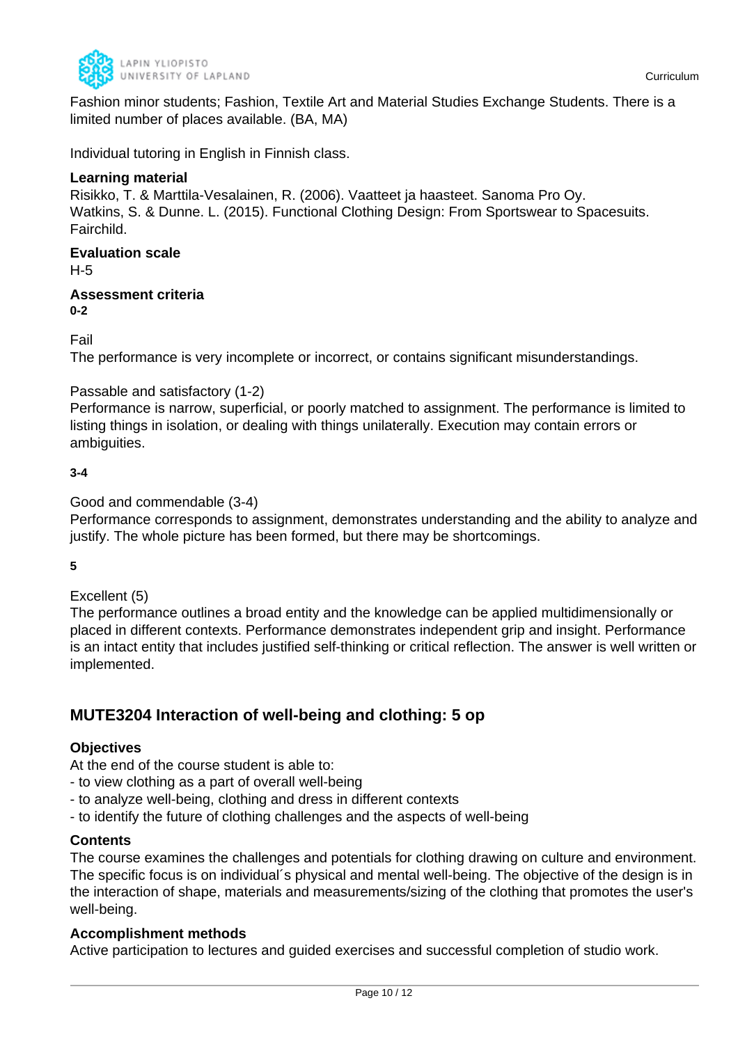Fashion minor students; Fashion, Textile Art and Material Studies Exchange Students. There is a limited number of places available. (BA, MA)

Individual tutoring in English in Finnish class.

**Learning material**

Risikko, T. & Marttila-Vesalainen, R. (2006). Vaatteet ja haasteet. Sanoma Pro Oy.
Watkins, S. & Dunne. L. (2015). Functional Clothing Design: From Sportswear to Spacesuits. Fairchild.

**Evaluation scale**

H-5

**Assessment criteria**

**0-2**

Fail
The performance is very incomplete or incorrect, or contains significant misunderstandings.

Passable and satisfactory (1-2)
Performance is narrow, superficial, or poorly matched to assignment. The performance is limited to listing things in isolation, or dealing with things unilaterally. Execution may contain errors or ambiguities.

**3-4**

Good and commendable (3-4)
Performance corresponds to assignment, demonstrates understanding and the ability to analyze and justify. The whole picture has been formed, but there may be shortcomings.

**5**

Excellent (5)
The performance outlines a broad entity and the knowledge can be applied multidimensionally or placed in different contexts. Performance demonstrates independent grip and insight. Performance is an intact entity that includes justified self-thinking or critical reflection. The answer is well written or implemented.

## MUTE3204 Interaction of well-being and clothing: 5 op

**Objectives**

At the end of the course student is able to:
- to view clothing as a part of overall well-being
- to analyze well-being, clothing and dress in different contexts
- to identify the future of clothing challenges and the aspects of well-being

**Contents**

The course examines the challenges and potentials for clothing drawing on culture and environment. The specific focus is on individual´s physical and mental well-being. The objective of the design is in the interaction of shape, materials and measurements/sizing of the clothing that promotes the user's well-being.

**Accomplishment methods**

Active participation to lectures and guided exercises and successful completion of studio work.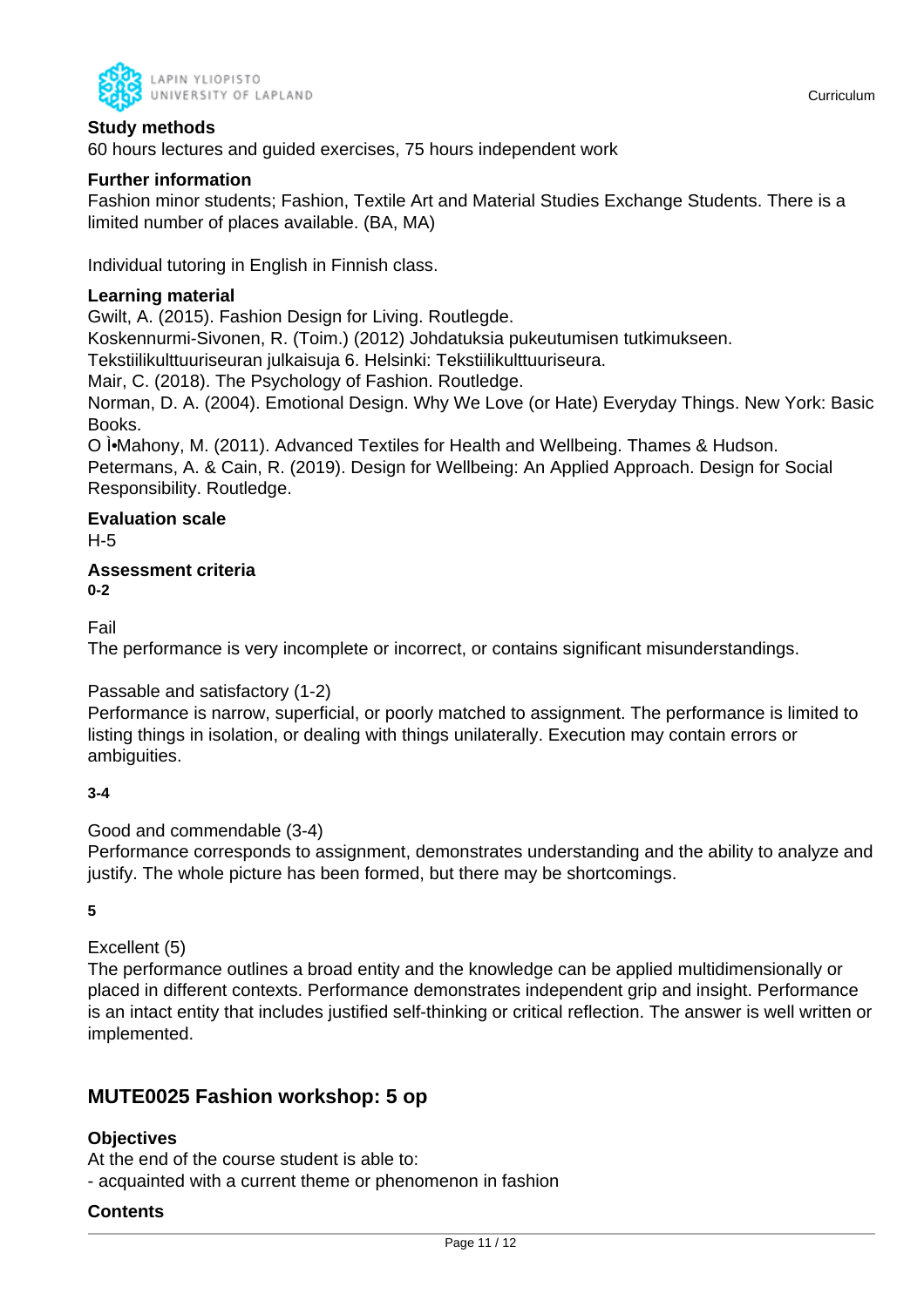### Study methods

60 hours lectures and guided exercises, 75 hours independent work

### Further information

Fashion minor students; Fashion, Textile Art and Material Studies Exchange Students. There is a limited number of places available. (BA, MA)

Individual tutoring in English in Finnish class.

### Learning material

Gwilt, A. (2015). Fashion Design for Living. Routlegde.
Koskennurmi-Sivonen, R. (Toim.) (2012) Johdatuksia pukeutumisen tutkimukseen.
Tekstiilikulttuuriseuran julkaisuja 6. Helsinki: Tekstiilikulttuuriseura.
Mair, C. (2018). The Psychology of Fashion. Routledge.
Norman, D. A. (2004). Emotional Design. Why We Love (or Hate) Everyday Things. New York: Basic Books.
O Ì•Mahony, M. (2011). Advanced Textiles for Health and Wellbeing. Thames & Hudson.
Petermans, A. & Cain, R. (2019). Design for Wellbeing: An Applied Approach. Design for Social Responsibility. Routledge.

### Evaluation scale

H-5

### Assessment criteria

**0-2**

Fail
The performance is very incomplete or incorrect, or contains significant misunderstandings.

Passable and satisfactory (1-2)
Performance is narrow, superficial, or poorly matched to assignment. The performance is limited to listing things in isolation, or dealing with things unilaterally. Execution may contain errors or ambiguities.

**3-4**

Good and commendable (3-4)
Performance corresponds to assignment, demonstrates understanding and the ability to analyze and justify. The whole picture has been formed, but there may be shortcomings.

**5**

Excellent (5)
The performance outlines a broad entity and the knowledge can be applied multidimensionally or placed in different contexts. Performance demonstrates independent grip and insight. Performance is an intact entity that includes justified self-thinking or critical reflection. The answer is well written or implemented.

## MUTE0025 Fashion workshop: 5 op

### Objectives

At the end of the course student is able to:
- acquainted with a current theme or phenomenon in fashion

### Contents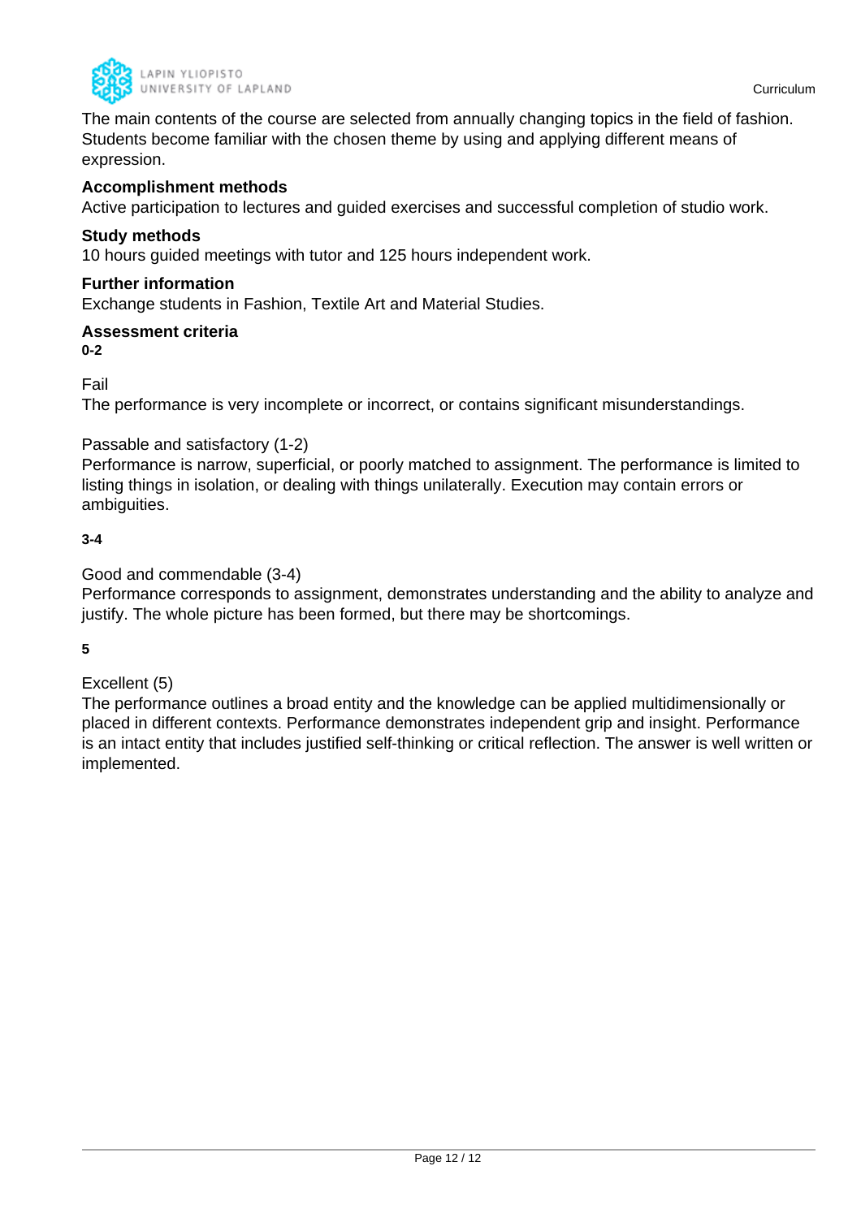The main contents of the course are selected from annually changing topics in the field of fashion. Students become familiar with the chosen theme by using and applying different means of expression.

### Accomplishment methods

Active participation to lectures and guided exercises and successful completion of studio work.

### Study methods

10 hours guided meetings with tutor and 125 hours independent work.

### Further information

Exchange students in Fashion, Textile Art and Material Studies.

### Assessment criteria

**0-2**

Fail
The performance is very incomplete or incorrect, or contains significant misunderstandings.

Passable and satisfactory (1-2)
Performance is narrow, superficial, or poorly matched to assignment. The performance is limited to listing things in isolation, or dealing with things unilaterally. Execution may contain errors or ambiguities.

**3-4**

Good and commendable (3-4)
Performance corresponds to assignment, demonstrates understanding and the ability to analyze and justify. The whole picture has been formed, but there may be shortcomings.

**5**

Excellent (5)
The performance outlines a broad entity and the knowledge can be applied multidimensionally or placed in different contexts. Performance demonstrates independent grip and insight. Performance is an intact entity that includes justified self-thinking or critical reflection. The answer is well written or implemented.